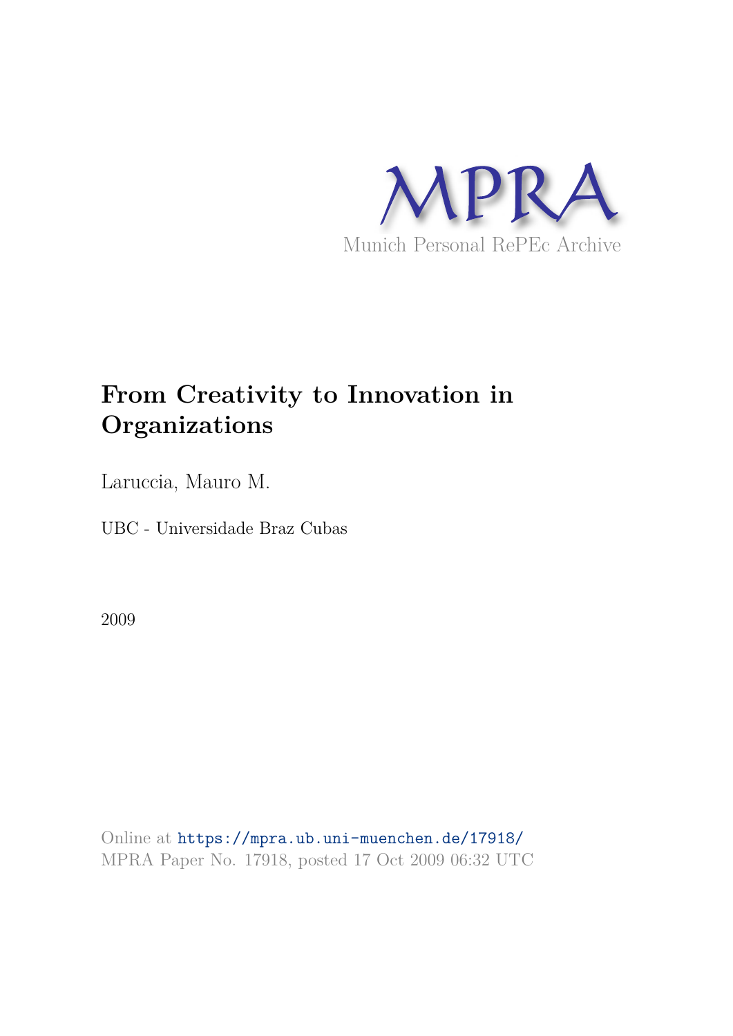MPRA

Munich Personal RePEc Archive

# From Creativity to Innovation in Organizations

Laruccia, Mauro M.

UBC - Universidade Braz Cubas

2009

Online at https://mpra.ub.uni-muenchen.de/17918/
MPRA Paper No. 17918, posted 17 Oct 2009 06:32 UTC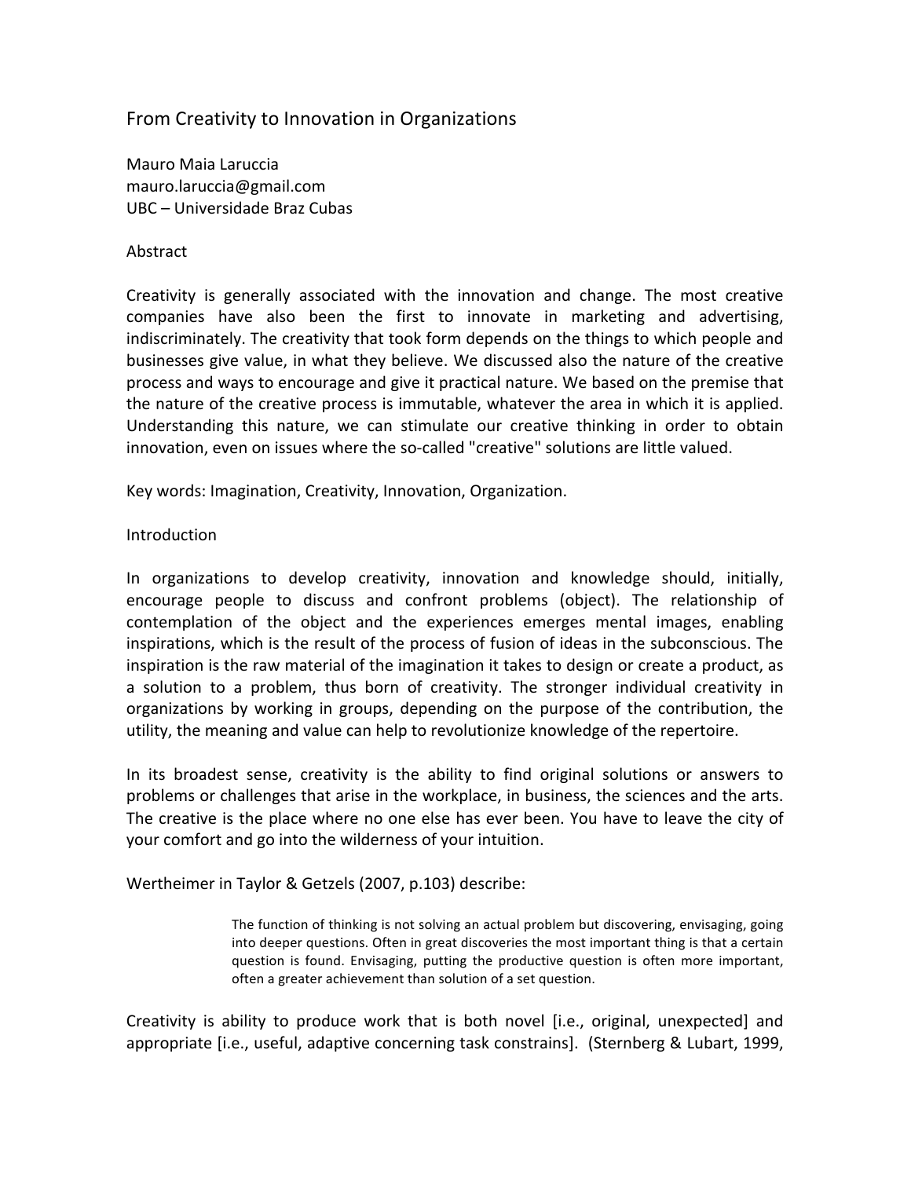# From Creativity to Innovation in Organizations

Mauro Maia Laruccia
mauro.laruccia@gmail.com
UBC – Universidade Braz Cubas

## Abstract

Creativity is generally associated with the innovation and change. The most creative companies have also been the first to innovate in marketing and advertising, indiscriminately. The creativity that took form depends on the things to which people and businesses give value, in what they believe. We discussed also the nature of the creative process and ways to encourage and give it practical nature. We based on the premise that the nature of the creative process is immutable, whatever the area in which it is applied. Understanding this nature, we can stimulate our creative thinking in order to obtain innovation, even on issues where the so-called "creative" solutions are little valued.

Key words: Imagination, Creativity, Innovation, Organization.

## Introduction

In organizations to develop creativity, innovation and knowledge should, initially, encourage people to discuss and confront problems (object). The relationship of contemplation of the object and the experiences emerges mental images, enabling inspirations, which is the result of the process of fusion of ideas in the subconscious. The inspiration is the raw material of the imagination it takes to design or create a product, as a solution to a problem, thus born of creativity. The stronger individual creativity in organizations by working in groups, depending on the purpose of the contribution, the utility, the meaning and value can help to revolutionize knowledge of the repertoire.

In its broadest sense, creativity is the ability to find original solutions or answers to problems or challenges that arise in the workplace, in business, the sciences and the arts. The creative is the place where no one else has ever been. You have to leave the city of your comfort and go into the wilderness of your intuition.

Wertheimer in Taylor & Getzels (2007, p.103) describe:

> The function of thinking is not solving an actual problem but discovering, envisaging, going into deeper questions. Often in great discoveries the most important thing is that a certain question is found. Envisaging, putting the productive question is often more important, often a greater achievement than solution of a set question.

Creativity is ability to produce work that is both novel [i.e., original, unexpected] and appropriate [i.e., useful, adaptive concerning task constrains]. (Sternberg & Lubart, 1999,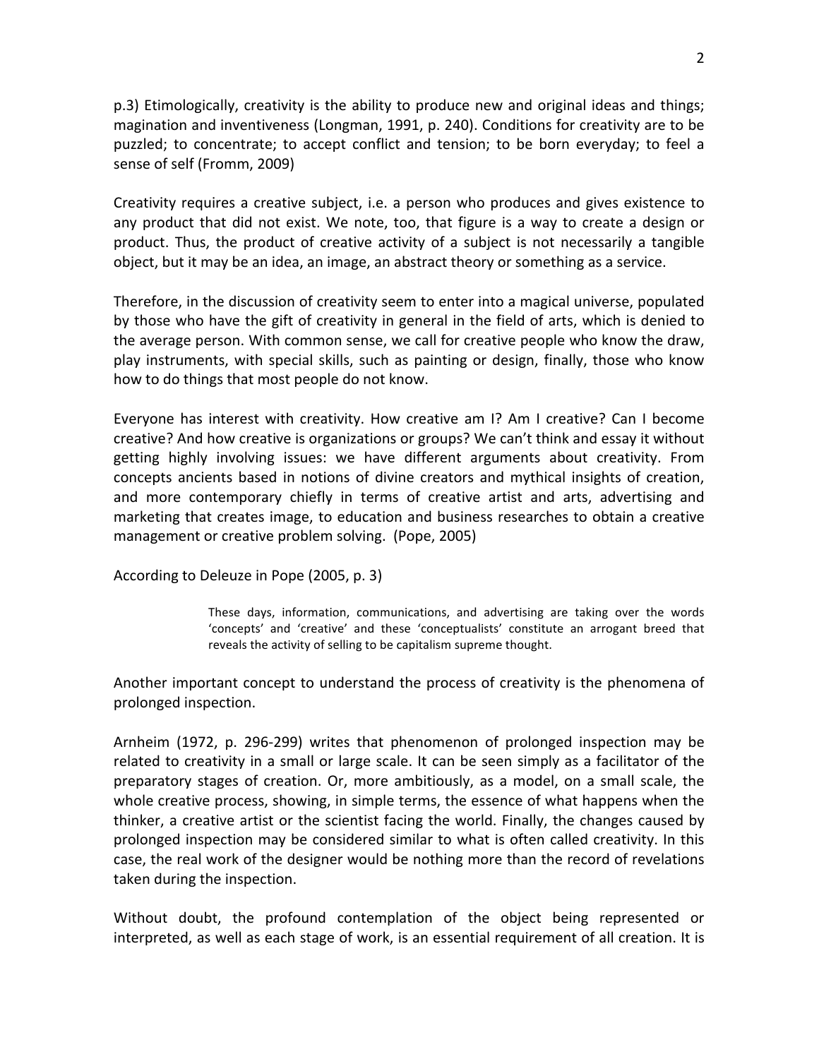p.3) Etimologically, creativity is the ability to produce new and original ideas and things; magination and inventiveness (Longman, 1991, p. 240). Conditions for creativity are to be puzzled; to concentrate; to accept conflict and tension; to be born everyday; to feel a sense of self (Fromm, 2009)

Creativity requires a creative subject, i.e. a person who produces and gives existence to any product that did not exist. We note, too, that figure is a way to create a design or product. Thus, the product of creative activity of a subject is not necessarily a tangible object, but it may be an idea, an image, an abstract theory or something as a service.

Therefore, in the discussion of creativity seem to enter into a magical universe, populated by those who have the gift of creativity in general in the field of arts, which is denied to the average person. With common sense, we call for creative people who know the draw, play instruments, with special skills, such as painting or design, finally, those who know how to do things that most people do not know.

Everyone has interest with creativity. How creative am I? Am I creative? Can I become creative? And how creative is organizations or groups? We can't think and essay it without getting highly involving issues: we have different arguments about creativity. From concepts ancients based in notions of divine creators and mythical insights of creation, and more contemporary chiefly in terms of creative artist and arts, advertising and marketing that creates image, to education and business researches to obtain a creative management or creative problem solving. (Pope, 2005)

According to Deleuze in Pope (2005, p. 3)

> These days, information, communications, and advertising are taking over the words 'concepts' and 'creative' and these 'conceptualists' constitute an arrogant breed that reveals the activity of selling to be capitalism supreme thought.

Another important concept to understand the process of creativity is the phenomena of prolonged inspection.

Arnheim (1972, p. 296-299) writes that phenomenon of prolonged inspection may be related to creativity in a small or large scale. It can be seen simply as a facilitator of the preparatory stages of creation. Or, more ambitiously, as a model, on a small scale, the whole creative process, showing, in simple terms, the essence of what happens when the thinker, a creative artist or the scientist facing the world. Finally, the changes caused by prolonged inspection may be considered similar to what is often called creativity. In this case, the real work of the designer would be nothing more than the record of revelations taken during the inspection.

Without doubt, the profound contemplation of the object being represented or interpreted, as well as each stage of work, is an essential requirement of all creation. It is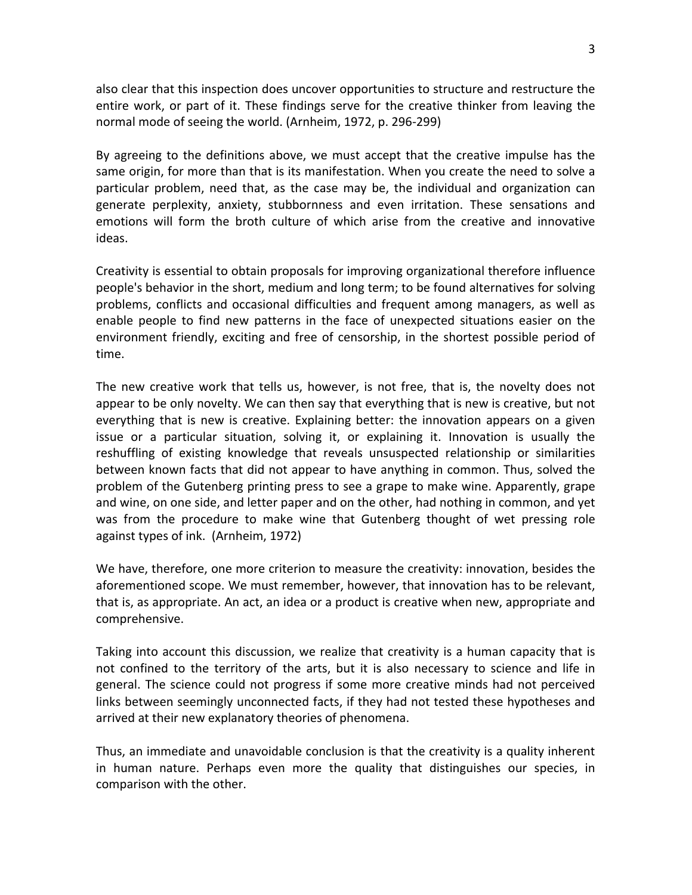also clear that this inspection does uncover opportunities to structure and restructure the entire work, or part of it. These findings serve for the creative thinker from leaving the normal mode of seeing the world. (Arnheim, 1972, p. 296-299)

By agreeing to the definitions above, we must accept that the creative impulse has the same origin, for more than that is its manifestation. When you create the need to solve a particular problem, need that, as the case may be, the individual and organization can generate perplexity, anxiety, stubbornness and even irritation. These sensations and emotions will form the broth culture of which arise from the creative and innovative ideas.

Creativity is essential to obtain proposals for improving organizational therefore influence people's behavior in the short, medium and long term; to be found alternatives for solving problems, conflicts and occasional difficulties and frequent among managers, as well as enable people to find new patterns in the face of unexpected situations easier on the environment friendly, exciting and free of censorship, in the shortest possible period of time.

The new creative work that tells us, however, is not free, that is, the novelty does not appear to be only novelty. We can then say that everything that is new is creative, but not everything that is new is creative. Explaining better: the innovation appears on a given issue or a particular situation, solving it, or explaining it. Innovation is usually the reshuffling of existing knowledge that reveals unsuspected relationship or similarities between known facts that did not appear to have anything in common. Thus, solved the problem of the Gutenberg printing press to see a grape to make wine. Apparently, grape and wine, on one side, and letter paper and on the other, had nothing in common, and yet was from the procedure to make wine that Gutenberg thought of wet pressing role against types of ink. (Arnheim, 1972)

We have, therefore, one more criterion to measure the creativity: innovation, besides the aforementioned scope. We must remember, however, that innovation has to be relevant, that is, as appropriate. An act, an idea or a product is creative when new, appropriate and comprehensive.

Taking into account this discussion, we realize that creativity is a human capacity that is not confined to the territory of the arts, but it is also necessary to science and life in general. The science could not progress if some more creative minds had not perceived links between seemingly unconnected facts, if they had not tested these hypotheses and arrived at their new explanatory theories of phenomena.

Thus, an immediate and unavoidable conclusion is that the creativity is a quality inherent in human nature. Perhaps even more the quality that distinguishes our species, in comparison with the other.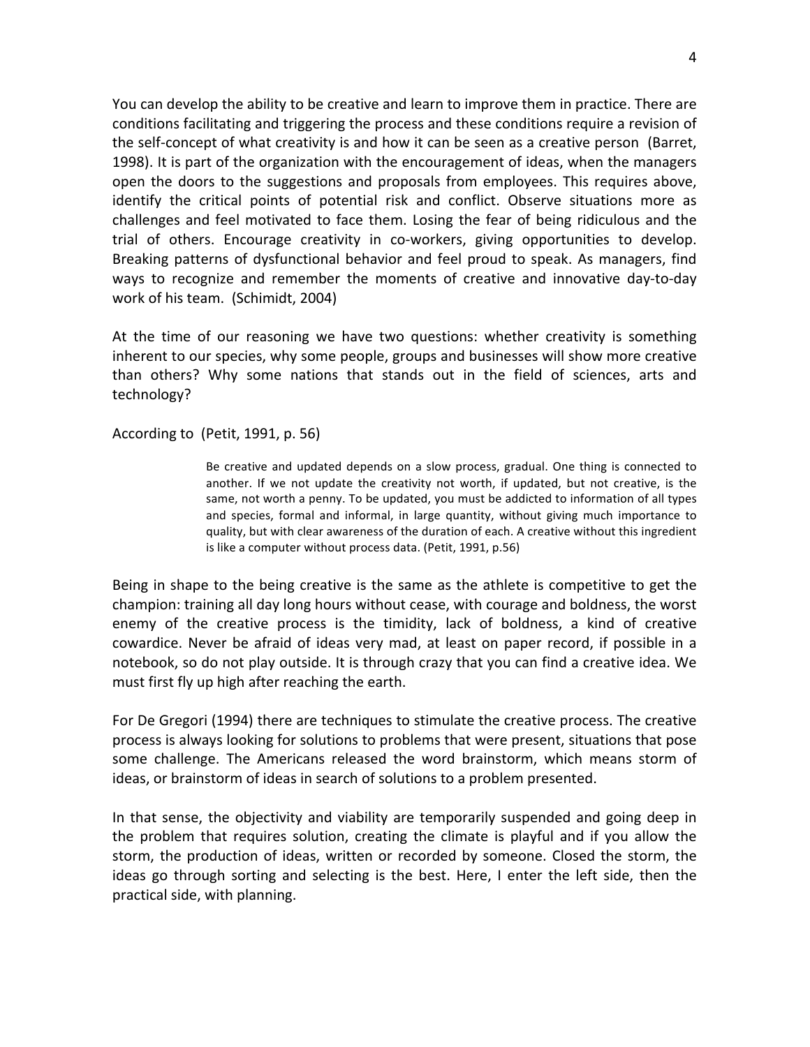You can develop the ability to be creative and learn to improve them in practice. There are conditions facilitating and triggering the process and these conditions require a revision of the self-concept of what creativity is and how it can be seen as a creative person (Barret, 1998). It is part of the organization with the encouragement of ideas, when the managers open the doors to the suggestions and proposals from employees. This requires above, identify the critical points of potential risk and conflict. Observe situations more as challenges and feel motivated to face them. Losing the fear of being ridiculous and the trial of others. Encourage creativity in co-workers, giving opportunities to develop. Breaking patterns of dysfunctional behavior and feel proud to speak. As managers, find ways to recognize and remember the moments of creative and innovative day-to-day work of his team. (Schimidt, 2004)

At the time of our reasoning we have two questions: whether creativity is something inherent to our species, why some people, groups and businesses will show more creative than others? Why some nations that stands out in the field of sciences, arts and technology?

According to (Petit, 1991, p. 56)

> Be creative and updated depends on a slow process, gradual. One thing is connected to another. If we not update the creativity not worth, if updated, but not creative, is the same, not worth a penny. To be updated, you must be addicted to information of all types and species, formal and informal, in large quantity, without giving much importance to quality, but with clear awareness of the duration of each. A creative without this ingredient is like a computer without process data. (Petit, 1991, p.56)

Being in shape to the being creative is the same as the athlete is competitive to get the champion: training all day long hours without cease, with courage and boldness, the worst enemy of the creative process is the timidity, lack of boldness, a kind of creative cowardice. Never be afraid of ideas very mad, at least on paper record, if possible in a notebook, so do not play outside. It is through crazy that you can find a creative idea. We must first fly up high after reaching the earth.

For De Gregori (1994) there are techniques to stimulate the creative process. The creative process is always looking for solutions to problems that were present, situations that pose some challenge. The Americans released the word brainstorm, which means storm of ideas, or brainstorm of ideas in search of solutions to a problem presented.

In that sense, the objectivity and viability are temporarily suspended and going deep in the problem that requires solution, creating the climate is playful and if you allow the storm, the production of ideas, written or recorded by someone. Closed the storm, the ideas go through sorting and selecting is the best. Here, I enter the left side, then the practical side, with planning.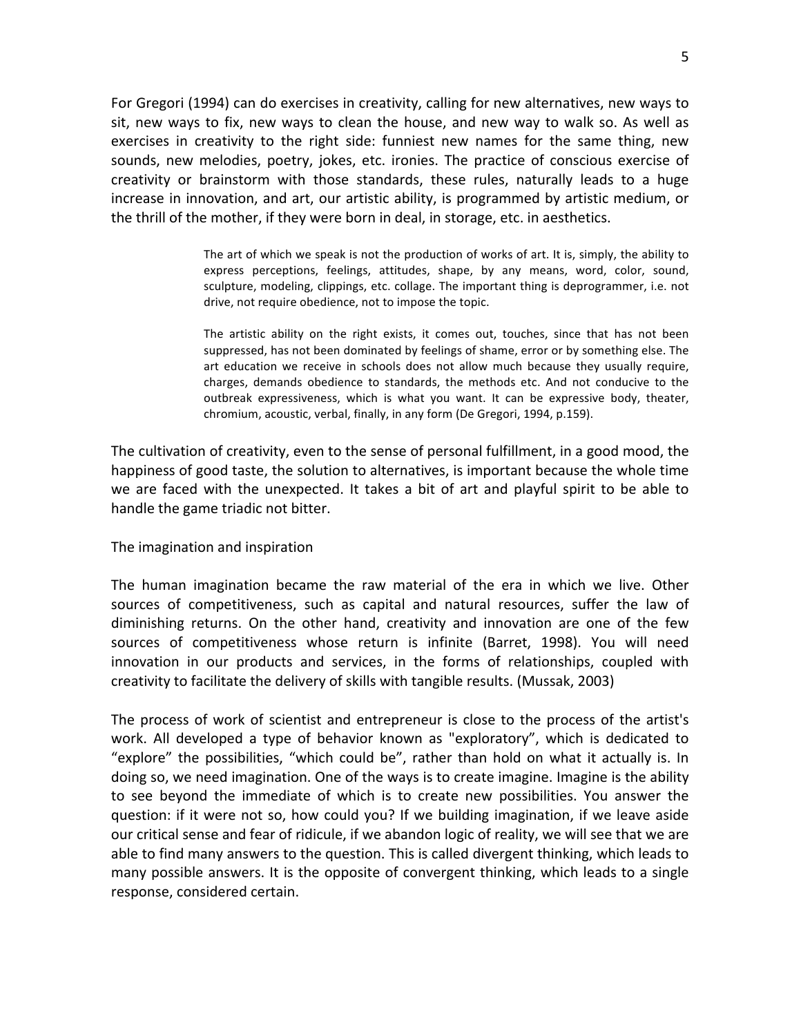For Gregori (1994) can do exercises in creativity, calling for new alternatives, new ways to sit, new ways to fix, new ways to clean the house, and new way to walk so. As well as exercises in creativity to the right side: funniest new names for the same thing, new sounds, new melodies, poetry, jokes, etc. ironies. The practice of conscious exercise of creativity or brainstorm with those standards, these rules, naturally leads to a huge increase in innovation, and art, our artistic ability, is programmed by artistic medium, or the thrill of the mother, if they were born in deal, in storage, etc. in aesthetics.

> The art of which we speak is not the production of works of art. It is, simply, the ability to express perceptions, feelings, attitudes, shape, by any means, word, color, sound, sculpture, modeling, clippings, etc. collage. The important thing is deprogrammer, i.e. not drive, not require obedience, not to impose the topic.
>
> The artistic ability on the right exists, it comes out, touches, since that has not been suppressed, has not been dominated by feelings of shame, error or by something else. The art education we receive in schools does not allow much because they usually require, charges, demands obedience to standards, the methods etc. And not conducive to the outbreak expressiveness, which is what you want. It can be expressive body, theater, chromium, acoustic, verbal, finally, in any form (De Gregori, 1994, p.159).

The cultivation of creativity, even to the sense of personal fulfillment, in a good mood, the happiness of good taste, the solution to alternatives, is important because the whole time we are faced with the unexpected. It takes a bit of art and playful spirit to be able to handle the game triadic not bitter.

## The imagination and inspiration

The human imagination became the raw material of the era in which we live. Other sources of competitiveness, such as capital and natural resources, suffer the law of diminishing returns. On the other hand, creativity and innovation are one of the few sources of competitiveness whose return is infinite (Barret, 1998). You will need innovation in our products and services, in the forms of relationships, coupled with creativity to facilitate the delivery of skills with tangible results. (Mussak, 2003)

The process of work of scientist and entrepreneur is close to the process of the artist's work. All developed a type of behavior known as "exploratory", which is dedicated to "explore" the possibilities, "which could be", rather than hold on what it actually is. In doing so, we need imagination. One of the ways is to create imagine. Imagine is the ability to see beyond the immediate of which is to create new possibilities. You answer the question: if it were not so, how could you? If we building imagination, if we leave aside our critical sense and fear of ridicule, if we abandon logic of reality, we will see that we are able to find many answers to the question. This is called divergent thinking, which leads to many possible answers. It is the opposite of convergent thinking, which leads to a single response, considered certain.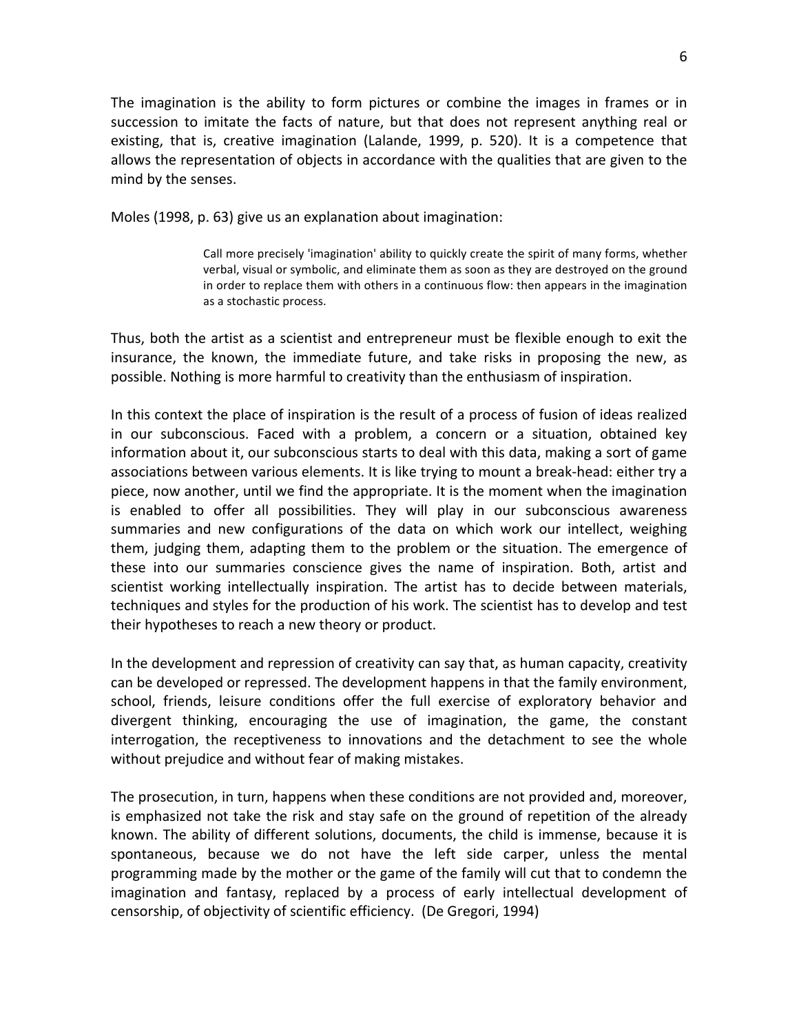The imagination is the ability to form pictures or combine the images in frames or in succession to imitate the facts of nature, but that does not represent anything real or existing, that is, creative imagination (Lalande, 1999, p. 520). It is a competence that allows the representation of objects in accordance with the qualities that are given to the mind by the senses.

Moles (1998, p. 63) give us an explanation about imagination:

> Call more precisely 'imagination' ability to quickly create the spirit of many forms, whether verbal, visual or symbolic, and eliminate them as soon as they are destroyed on the ground in order to replace them with others in a continuous flow: then appears in the imagination as a stochastic process.

Thus, both the artist as a scientist and entrepreneur must be flexible enough to exit the insurance, the known, the immediate future, and take risks in proposing the new, as possible. Nothing is more harmful to creativity than the enthusiasm of inspiration.

In this context the place of inspiration is the result of a process of fusion of ideas realized in our subconscious. Faced with a problem, a concern or a situation, obtained key information about it, our subconscious starts to deal with this data, making a sort of game associations between various elements. It is like trying to mount a break-head: either try a piece, now another, until we find the appropriate. It is the moment when the imagination is enabled to offer all possibilities. They will play in our subconscious awareness summaries and new configurations of the data on which work our intellect, weighing them, judging them, adapting them to the problem or the situation. The emergence of these into our summaries conscience gives the name of inspiration. Both, artist and scientist working intellectually inspiration. The artist has to decide between materials, techniques and styles for the production of his work. The scientist has to develop and test their hypotheses to reach a new theory or product.

In the development and repression of creativity can say that, as human capacity, creativity can be developed or repressed. The development happens in that the family environment, school, friends, leisure conditions offer the full exercise of exploratory behavior and divergent thinking, encouraging the use of imagination, the game, the constant interrogation, the receptiveness to innovations and the detachment to see the whole without prejudice and without fear of making mistakes.

The prosecution, in turn, happens when these conditions are not provided and, moreover, is emphasized not take the risk and stay safe on the ground of repetition of the already known. The ability of different solutions, documents, the child is immense, because it is spontaneous, because we do not have the left side carper, unless the mental programming made by the mother or the game of the family will cut that to condemn the imagination and fantasy, replaced by a process of early intellectual development of censorship, of objectivity of scientific efficiency. (De Gregori, 1994)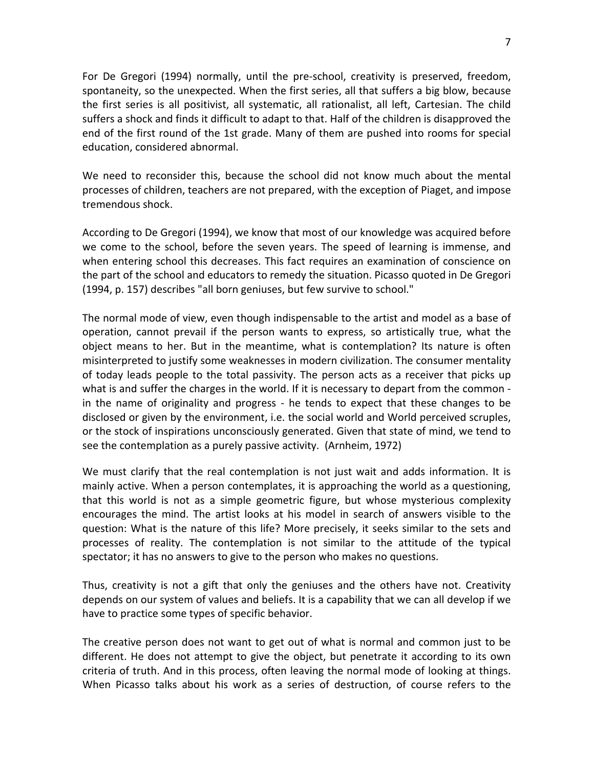For De Gregori (1994) normally, until the pre-school, creativity is preserved, freedom, spontaneity, so the unexpected. When the first series, all that suffers a big blow, because the first series is all positivist, all systematic, all rationalist, all left, Cartesian. The child suffers a shock and finds it difficult to adapt to that. Half of the children is disapproved the end of the first round of the 1st grade. Many of them are pushed into rooms for special education, considered abnormal.

We need to reconsider this, because the school did not know much about the mental processes of children, teachers are not prepared, with the exception of Piaget, and impose tremendous shock.

According to De Gregori (1994), we know that most of our knowledge was acquired before we come to the school, before the seven years. The speed of learning is immense, and when entering school this decreases. This fact requires an examination of conscience on the part of the school and educators to remedy the situation. Picasso quoted in De Gregori (1994, p. 157) describes "all born geniuses, but few survive to school."

The normal mode of view, even though indispensable to the artist and model as a base of operation, cannot prevail if the person wants to express, so artistically true, what the object means to her. But in the meantime, what is contemplation? Its nature is often misinterpreted to justify some weaknesses in modern civilization. The consumer mentality of today leads people to the total passivity. The person acts as a receiver that picks up what is and suffer the charges in the world. If it is necessary to depart from the common - in the name of originality and progress - he tends to expect that these changes to be disclosed or given by the environment, i.e. the social world and World perceived scruples, or the stock of inspirations unconsciously generated. Given that state of mind, we tend to see the contemplation as a purely passive activity. (Arnheim, 1972)

We must clarify that the real contemplation is not just wait and adds information. It is mainly active. When a person contemplates, it is approaching the world as a questioning, that this world is not as a simple geometric figure, but whose mysterious complexity encourages the mind. The artist looks at his model in search of answers visible to the question: What is the nature of this life? More precisely, it seeks similar to the sets and processes of reality. The contemplation is not similar to the attitude of the typical spectator; it has no answers to give to the person who makes no questions.

Thus, creativity is not a gift that only the geniuses and the others have not. Creativity depends on our system of values and beliefs. It is a capability that we can all develop if we have to practice some types of specific behavior.

The creative person does not want to get out of what is normal and common just to be different. He does not attempt to give the object, but penetrate it according to its own criteria of truth. And in this process, often leaving the normal mode of looking at things. When Picasso talks about his work as a series of destruction, of course refers to the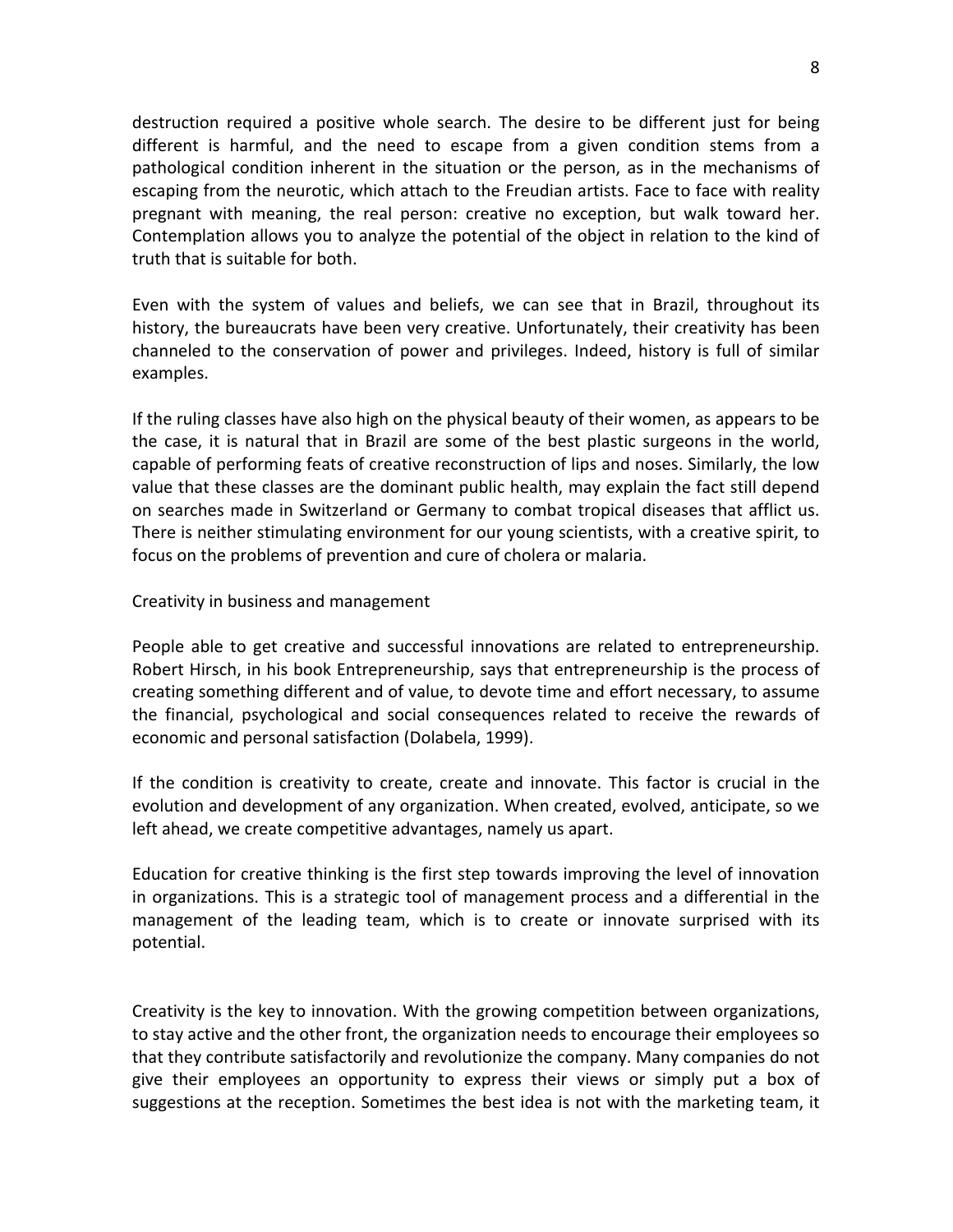destruction required a positive whole search. The desire to be different just for being different is harmful, and the need to escape from a given condition stems from a pathological condition inherent in the situation or the person, as in the mechanisms of escaping from the neurotic, which attach to the Freudian artists. Face to face with reality pregnant with meaning, the real person: creative no exception, but walk toward her. Contemplation allows you to analyze the potential of the object in relation to the kind of truth that is suitable for both.

Even with the system of values and beliefs, we can see that in Brazil, throughout its history, the bureaucrats have been very creative. Unfortunately, their creativity has been channeled to the conservation of power and privileges. Indeed, history is full of similar examples.

If the ruling classes have also high on the physical beauty of their women, as appears to be the case, it is natural that in Brazil are some of the best plastic surgeons in the world, capable of performing feats of creative reconstruction of lips and noses. Similarly, the low value that these classes are the dominant public health, may explain the fact still depend on searches made in Switzerland or Germany to combat tropical diseases that afflict us. There is neither stimulating environment for our young scientists, with a creative spirit, to focus on the problems of prevention and cure of cholera or malaria.

## Creativity in business and management

People able to get creative and successful innovations are related to entrepreneurship. Robert Hirsch, in his book Entrepreneurship, says that entrepreneurship is the process of creating something different and of value, to devote time and effort necessary, to assume the financial, psychological and social consequences related to receive the rewards of economic and personal satisfaction (Dolabela, 1999).

If the condition is creativity to create, create and innovate. This factor is crucial in the evolution and development of any organization. When created, evolved, anticipate, so we left ahead, we create competitive advantages, namely us apart.

Education for creative thinking is the first step towards improving the level of innovation in organizations. This is a strategic tool of management process and a differential in the management of the leading team, which is to create or innovate surprised with its potential.

Creativity is the key to innovation. With the growing competition between organizations, to stay active and the other front, the organization needs to encourage their employees so that they contribute satisfactorily and revolutionize the company. Many companies do not give their employees an opportunity to express their views or simply put a box of suggestions at the reception. Sometimes the best idea is not with the marketing team, it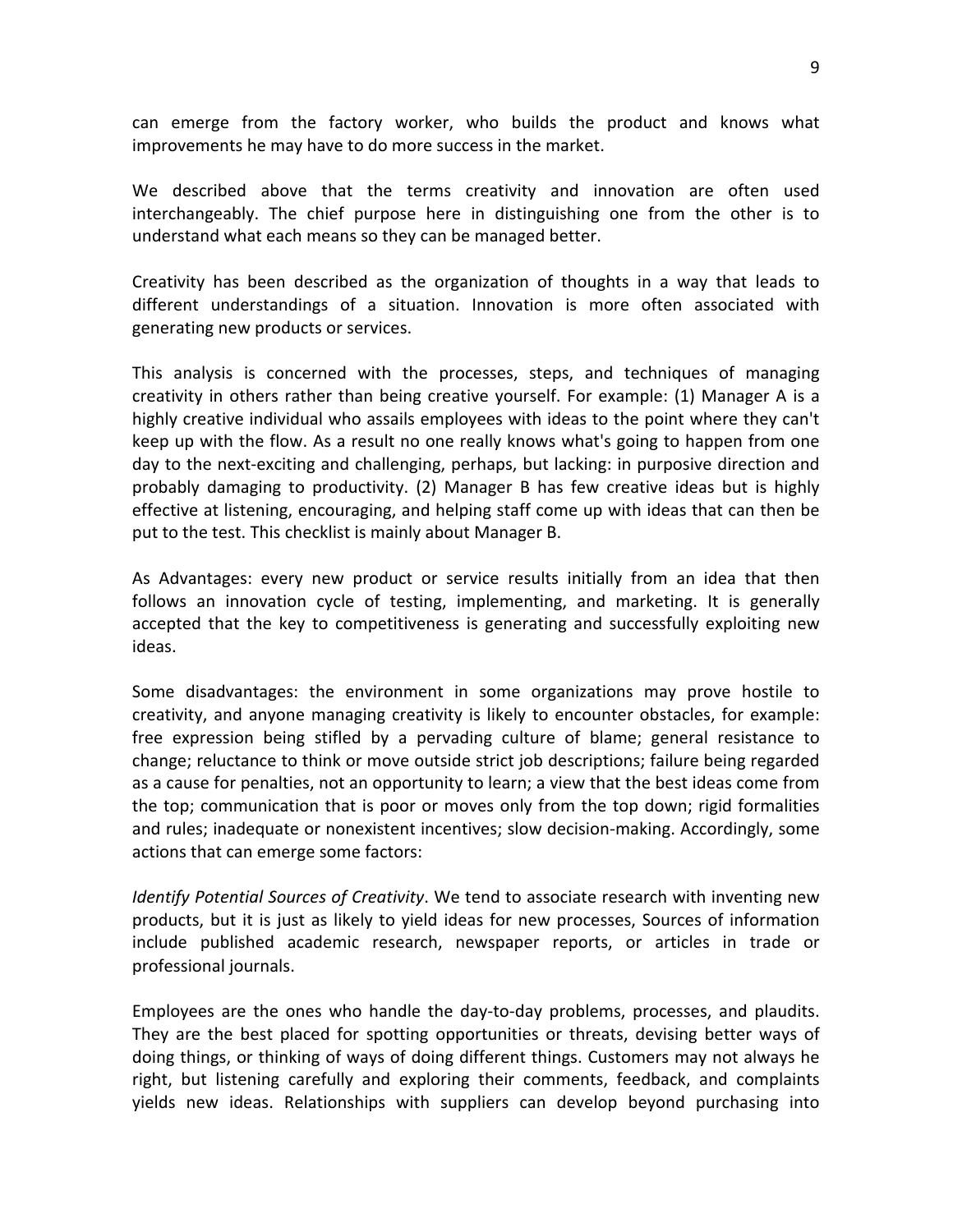can emerge from the factory worker, who builds the product and knows what improvements he may have to do more success in the market.

We described above that the terms creativity and innovation are often used interchangeably. The chief purpose here in distinguishing one from the other is to understand what each means so they can be managed better.

Creativity has been described as the organization of thoughts in a way that leads to different understandings of a situation. Innovation is more often associated with generating new products or services.

This analysis is concerned with the processes, steps, and techniques of managing creativity in others rather than being creative yourself. For example: (1) Manager A is a highly creative individual who assails employees with ideas to the point where they can't keep up with the flow. As a result no one really knows what's going to happen from one day to the next-exciting and challenging, perhaps, but lacking: in purposive direction and probably damaging to productivity. (2) Manager B has few creative ideas but is highly effective at listening, encouraging, and helping staff come up with ideas that can then be put to the test. This checklist is mainly about Manager B.

As Advantages: every new product or service results initially from an idea that then follows an innovation cycle of testing, implementing, and marketing. It is generally accepted that the key to competitiveness is generating and successfully exploiting new ideas.

Some disadvantages: the environment in some organizations may prove hostile to creativity, and anyone managing creativity is likely to encounter obstacles, for example: free expression being stifled by a pervading culture of blame; general resistance to change; reluctance to think or move outside strict job descriptions; failure being regarded as a cause for penalties, not an opportunity to learn; a view that the best ideas come from the top; communication that is poor or moves only from the top down; rigid formalities and rules; inadequate or nonexistent incentives; slow decision-making. Accordingly, some actions that can emerge some factors:

*Identify Potential Sources of Creativity*. We tend to associate research with inventing new products, but it is just as likely to yield ideas for new processes, Sources of information include published academic research, newspaper reports, or articles in trade or professional journals.

Employees are the ones who handle the day-to-day problems, processes, and plaudits. They are the best placed for spotting opportunities or threats, devising better ways of doing things, or thinking of ways of doing different things. Customers may not always he right, but listening carefully and exploring their comments, feedback, and complaints yields new ideas. Relationships with suppliers can develop beyond purchasing into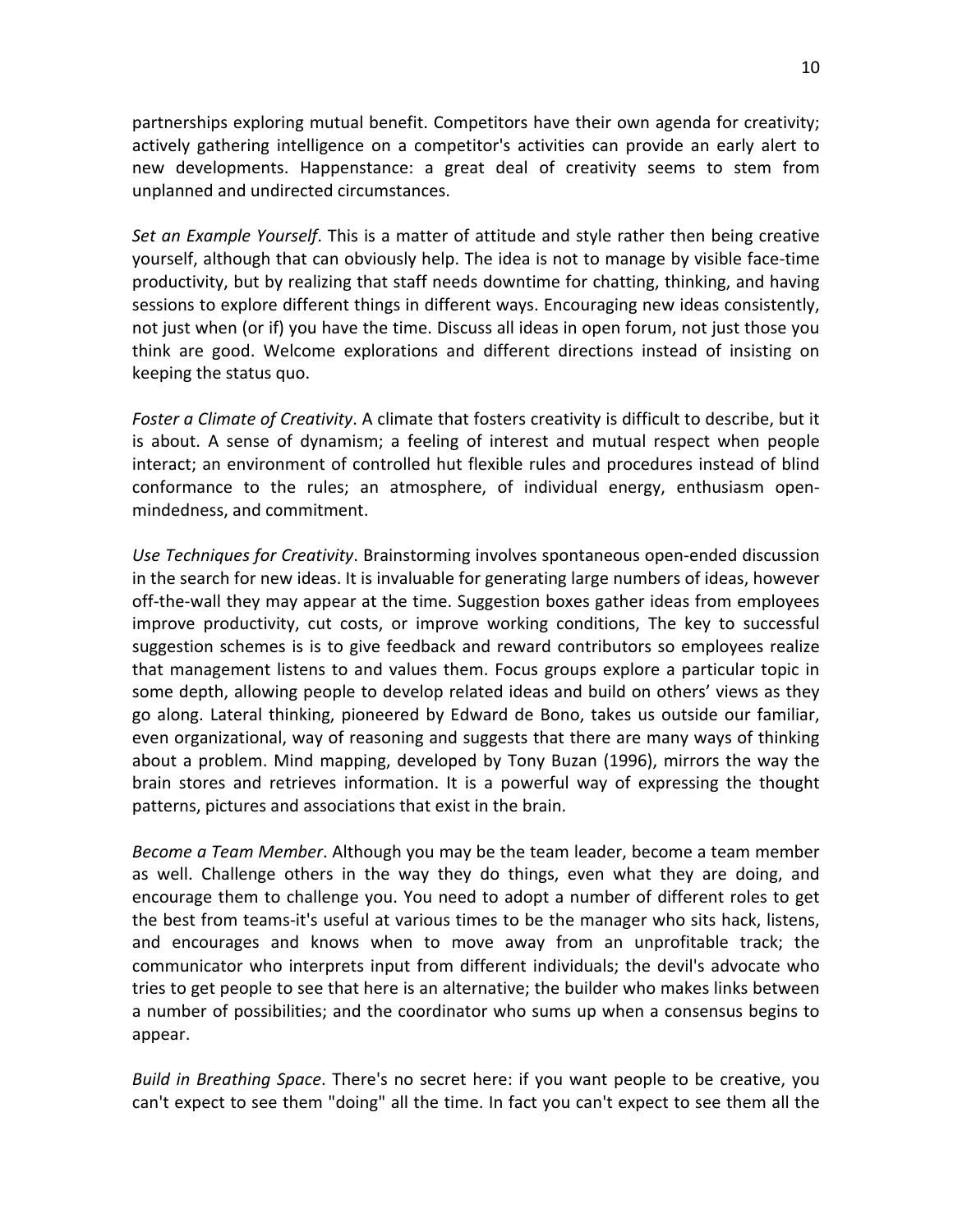partnerships exploring mutual benefit. Competitors have their own agenda for creativity; actively gathering intelligence on a competitor's activities can provide an early alert to new developments. Happenstance: a great deal of creativity seems to stem from unplanned and undirected circumstances.

*Set an Example Yourself*. This is a matter of attitude and style rather then being creative yourself, although that can obviously help. The idea is not to manage by visible face-time productivity, but by realizing that staff needs downtime for chatting, thinking, and having sessions to explore different things in different ways. Encouraging new ideas consistently, not just when (or if) you have the time. Discuss all ideas in open forum, not just those you think are good. Welcome explorations and different directions instead of insisting on keeping the status quo.

*Foster a Climate of Creativity*. A climate that fosters creativity is difficult to describe, but it is about. A sense of dynamism; a feeling of interest and mutual respect when people interact; an environment of controlled hut flexible rules and procedures instead of blind conformance to the rules; an atmosphere, of individual energy, enthusiasm open-mindedness, and commitment.

*Use Techniques for Creativity*. Brainstorming involves spontaneous open-ended discussion in the search for new ideas. It is invaluable for generating large numbers of ideas, however off-the-wall they may appear at the time. Suggestion boxes gather ideas from employees improve productivity, cut costs, or improve working conditions, The key to successful suggestion schemes is is to give feedback and reward contributors so employees realize that management listens to and values them. Focus groups explore a particular topic in some depth, allowing people to develop related ideas and build on others' views as they go along. Lateral thinking, pioneered by Edward de Bono, takes us outside our familiar, even organizational, way of reasoning and suggests that there are many ways of thinking about a problem. Mind mapping, developed by Tony Buzan (1996), mirrors the way the brain stores and retrieves information. It is a powerful way of expressing the thought patterns, pictures and associations that exist in the brain.

*Become a Team Member*. Although you may be the team leader, become a team member as well. Challenge others in the way they do things, even what they are doing, and encourage them to challenge you. You need to adopt a number of different roles to get the best from teams-it's useful at various times to be the manager who sits hack, listens, and encourages and knows when to move away from an unprofitable track; the communicator who interprets input from different individuals; the devil's advocate who tries to get people to see that here is an alternative; the builder who makes links between a number of possibilities; and the coordinator who sums up when a consensus begins to appear.

*Build in Breathing Space*. There's no secret here: if you want people to be creative, you can't expect to see them "doing" all the time. In fact you can't expect to see them all the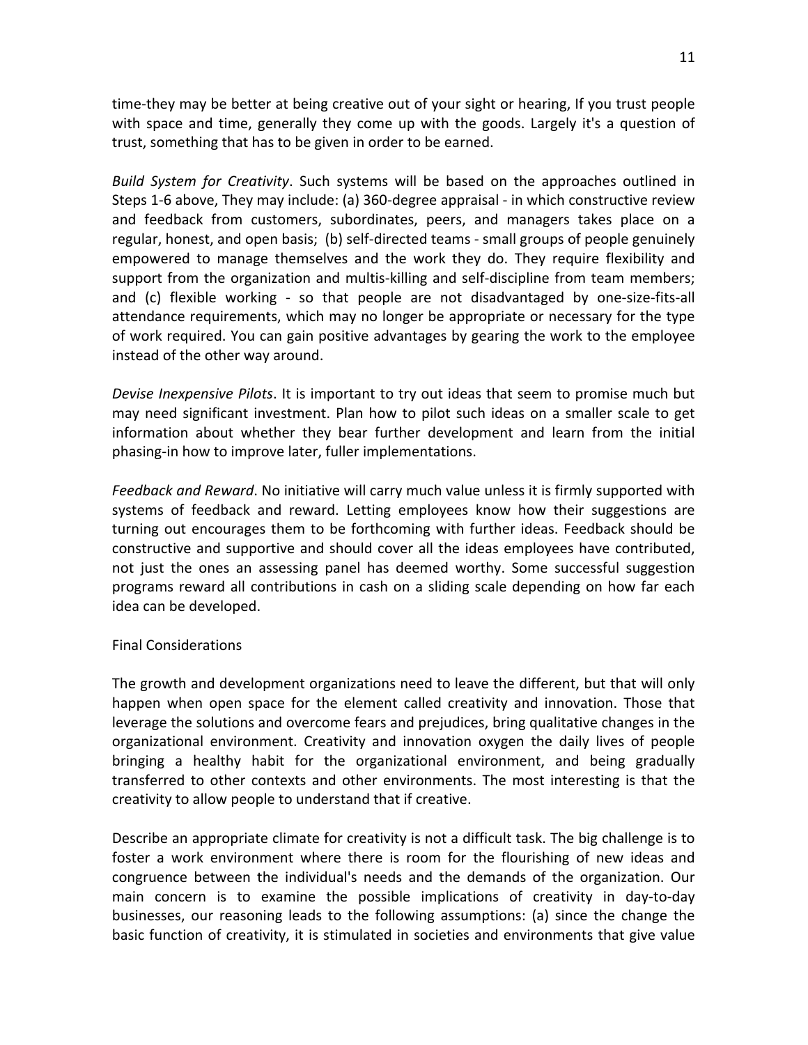time-they may be better at being creative out of your sight or hearing, If you trust people with space and time, generally they come up with the goods. Largely it's a question of trust, something that has to be given in order to be earned.

*Build System for Creativity*. Such systems will be based on the approaches outlined in Steps 1-6 above, They may include: (a) 360-degree appraisal - in which constructive review and feedback from customers, subordinates, peers, and managers takes place on a regular, honest, and open basis; (b) self-directed teams - small groups of people genuinely empowered to manage themselves and the work they do. They require flexibility and support from the organization and multis-killing and self-discipline from team members; and (c) flexible working - so that people are not disadvantaged by one-size-fits-all attendance requirements, which may no longer be appropriate or necessary for the type of work required. You can gain positive advantages by gearing the work to the employee instead of the other way around.

*Devise Inexpensive Pilots*. It is important to try out ideas that seem to promise much but may need significant investment. Plan how to pilot such ideas on a smaller scale to get information about whether they bear further development and learn from the initial phasing-in how to improve later, fuller implementations.

*Feedback and Reward*. No initiative will carry much value unless it is firmly supported with systems of feedback and reward. Letting employees know how their suggestions are turning out encourages them to be forthcoming with further ideas. Feedback should be constructive and supportive and should cover all the ideas employees have contributed, not just the ones an assessing panel has deemed worthy. Some successful suggestion programs reward all contributions in cash on a sliding scale depending on how far each idea can be developed.

Final Considerations

The growth and development organizations need to leave the different, but that will only happen when open space for the element called creativity and innovation. Those that leverage the solutions and overcome fears and prejudices, bring qualitative changes in the organizational environment. Creativity and innovation oxygen the daily lives of people bringing a healthy habit for the organizational environment, and being gradually transferred to other contexts and other environments. The most interesting is that the creativity to allow people to understand that if creative.

Describe an appropriate climate for creativity is not a difficult task. The big challenge is to foster a work environment where there is room for the flourishing of new ideas and congruence between the individual's needs and the demands of the organization. Our main concern is to examine the possible implications of creativity in day-to-day businesses, our reasoning leads to the following assumptions: (a) since the change the basic function of creativity, it is stimulated in societies and environments that give value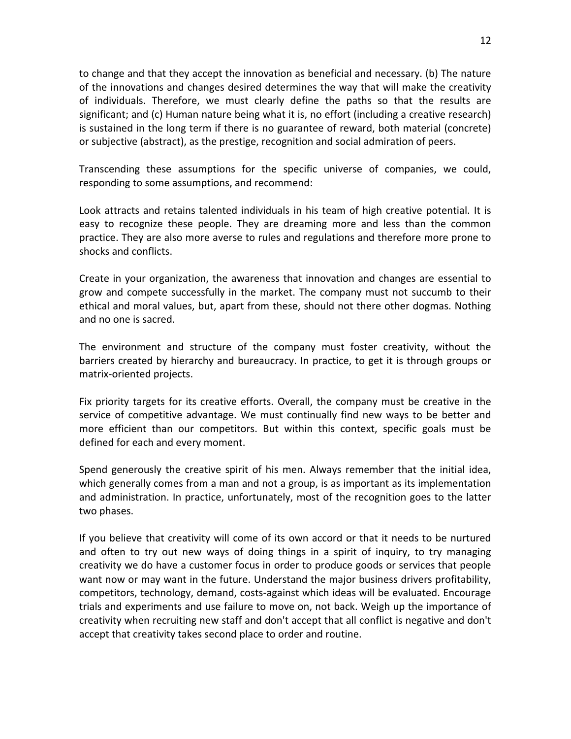to change and that they accept the innovation as beneficial and necessary. (b) The nature of the innovations and changes desired determines the way that will make the creativity of individuals. Therefore, we must clearly define the paths so that the results are significant; and (c) Human nature being what it is, no effort (including a creative research) is sustained in the long term if there is no guarantee of reward, both material (concrete) or subjective (abstract), as the prestige, recognition and social admiration of peers.

Transcending these assumptions for the specific universe of companies, we could, responding to some assumptions, and recommend:

Look attracts and retains talented individuals in his team of high creative potential. It is easy to recognize these people. They are dreaming more and less than the common practice. They are also more averse to rules and regulations and therefore more prone to shocks and conflicts.

Create in your organization, the awareness that innovation and changes are essential to grow and compete successfully in the market. The company must not succumb to their ethical and moral values, but, apart from these, should not there other dogmas. Nothing and no one is sacred.

The environment and structure of the company must foster creativity, without the barriers created by hierarchy and bureaucracy. In practice, to get it is through groups or matrix-oriented projects.

Fix priority targets for its creative efforts. Overall, the company must be creative in the service of competitive advantage. We must continually find new ways to be better and more efficient than our competitors. But within this context, specific goals must be defined for each and every moment.

Spend generously the creative spirit of his men. Always remember that the initial idea, which generally comes from a man and not a group, is as important as its implementation and administration. In practice, unfortunately, most of the recognition goes to the latter two phases.

If you believe that creativity will come of its own accord or that it needs to be nurtured and often to try out new ways of doing things in a spirit of inquiry, to try managing creativity we do have a customer focus in order to produce goods or services that people want now or may want in the future. Understand the major business drivers profitability, competitors, technology, demand, costs-against which ideas will be evaluated. Encourage trials and experiments and use failure to move on, not back. Weigh up the importance of creativity when recruiting new staff and don't accept that all conflict is negative and don't accept that creativity takes second place to order and routine.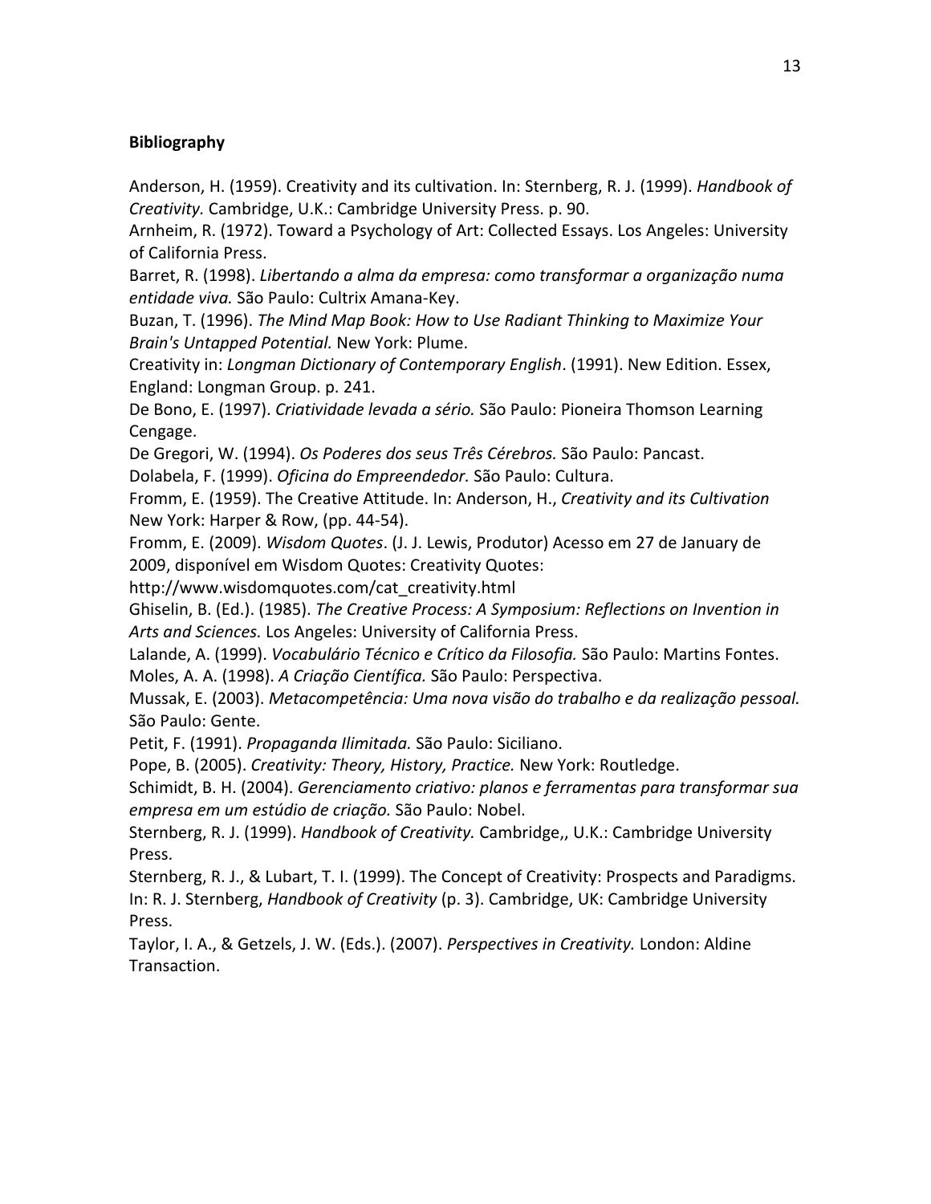**Bibliography**

Anderson, H. (1959). Creativity and its cultivation. In: Sternberg, R. J. (1999). *Handbook of Creativity.* Cambridge, U.K.: Cambridge University Press. p. 90.

Arnheim, R. (1972). Toward a Psychology of Art: Collected Essays. Los Angeles: University of California Press.

Barret, R. (1998). *Libertando a alma da empresa: como transformar a organização numa entidade viva.* São Paulo: Cultrix Amana-Key.

Buzan, T. (1996). *The Mind Map Book: How to Use Radiant Thinking to Maximize Your Brain's Untapped Potential.* New York: Plume.

Creativity in: *Longman Dictionary of Contemporary English*. (1991). New Edition. Essex, England: Longman Group. p. 241.

De Bono, E. (1997). *Criatividade levada a sério.* São Paulo: Pioneira Thomson Learning Cengage.

De Gregori, W. (1994). *Os Poderes dos seus Três Cérebros.* São Paulo: Pancast.

Dolabela, F. (1999). *Oficina do Empreendedor.* São Paulo: Cultura.

Fromm, E. (1959). The Creative Attitude. In: Anderson, H., *Creativity and its Cultivation* New York: Harper & Row, (pp. 44-54).

Fromm, E. (2009). *Wisdom Quotes*. (J. J. Lewis, Produtor) Acesso em 27 de January de 2009, disponível em Wisdom Quotes: Creativity Quotes: http://www.wisdomquotes.com/cat_creativity.html

Ghiselin, B. (Ed.). (1985). *The Creative Process: A Symposium: Reflections on Invention in Arts and Sciences.* Los Angeles: University of California Press.

Lalande, A. (1999). *Vocabulário Técnico e Crítico da Filosofia.* São Paulo: Martins Fontes.

Moles, A. A. (1998). *A Criação Científica.* São Paulo: Perspectiva.

Mussak, E. (2003). *Metacompetência: Uma nova visão do trabalho e da realização pessoal.* São Paulo: Gente.

Petit, F. (1991). *Propaganda Ilimitada.* São Paulo: Siciliano.

Pope, B. (2005). *Creativity: Theory, History, Practice.* New York: Routledge.

Schimidt, B. H. (2004). *Gerenciamento criativo: planos e ferramentas para transformar sua empresa em um estúdio de criação.* São Paulo: Nobel.

Sternberg, R. J. (1999). *Handbook of Creativity.* Cambridge,, U.K.: Cambridge University Press.

Sternberg, R. J., & Lubart, T. I. (1999). The Concept of Creativity: Prospects and Paradigms. In: R. J. Sternberg, *Handbook of Creativity* (p. 3). Cambridge, UK: Cambridge University Press.

Taylor, I. A., & Getzels, J. W. (Eds.). (2007). *Perspectives in Creativity.* London: Aldine Transaction.